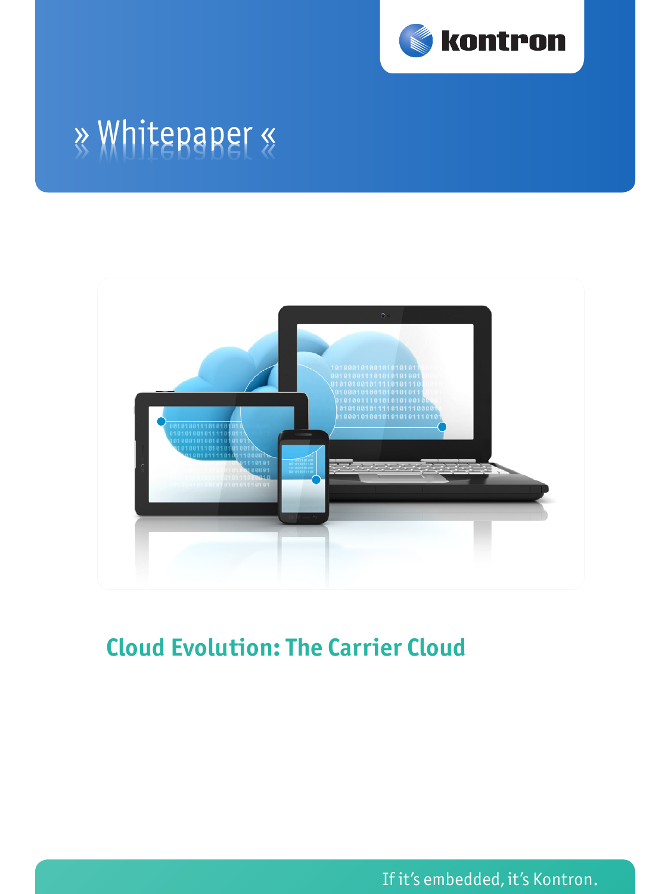kontron

» Whitepaper «

# Cloud Evolution: The Carrier Cloud

If it's embedded, it's Kontron.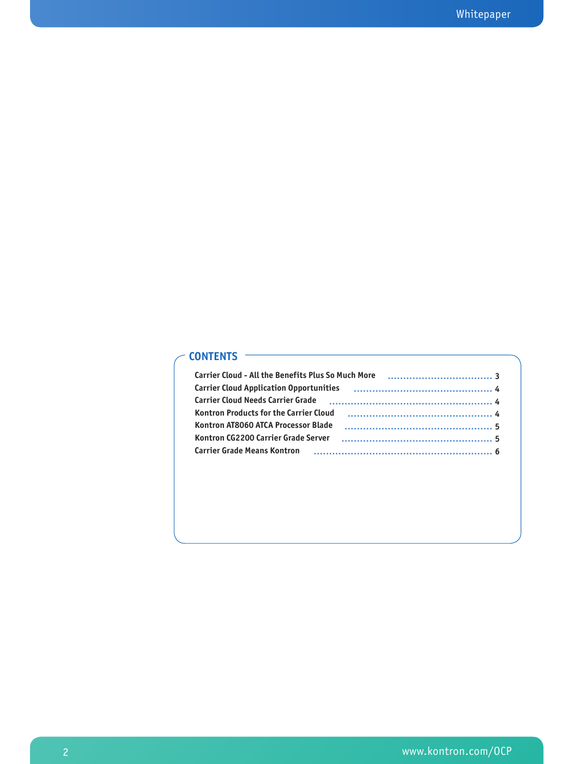## CONTENTS

| | |
|---|---|
| Carrier Cloud - All the Benefits Plus So Much More | 3 |
| Carrier Cloud Application Opportunities | 4 |
| Carrier Cloud Needs Carrier Grade | 4 |
| Kontron Products for the Carrier Cloud | 4 |
| Kontron AT8060 ATCA Processor Blade | 5 |
| Kontron CG2200 Carrier Grade Server | 5 |
| Carrier Grade Means Kontron | 6 |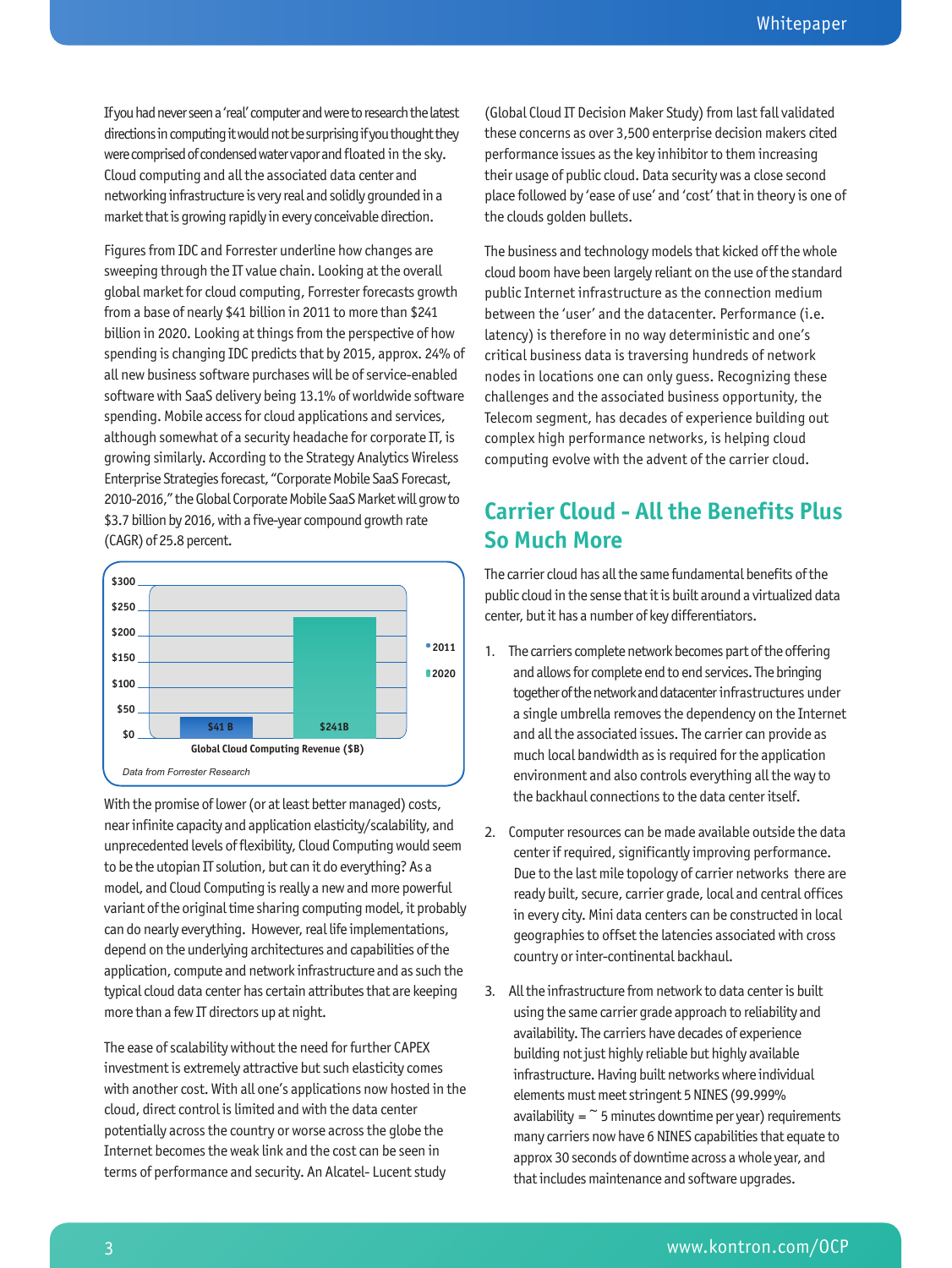If you had never seen a 'real' computer and were to research the latest directions in computing it would not be surprising if you thought they were comprised of condensed water vapor and floated in the sky. Cloud computing and all the associated data center and networking infrastructure is very real and solidly grounded in a market that is growing rapidly in every conceivable direction.

Figures from IDC and Forrester underline how changes are sweeping through the IT value chain. Looking at the overall global market for cloud computing, Forrester forecasts growth from a base of nearly $41 billion in 2011 to more than $241 billion in 2020. Looking at things from the perspective of how spending is changing IDC predicts that by 2015, approx. 24% of all new business software purchases will be of service-enabled software with SaaS delivery being 13.1% of worldwide software spending. Mobile access for cloud applications and services, although somewhat of a security headache for corporate IT, is growing similarly. According to the Strategy Analytics Wireless Enterprise Strategies forecast, "Corporate Mobile SaaS Forecast, 2010-2016," the Global Corporate Mobile SaaS Market will grow to $3.7 billion by 2016, with a five-year compound growth rate (CAGR) of 25.8 percent.

| Global Cloud Computing Revenue ($B) | |
|---|---|
| 2011 | $41 B |
| 2020 | $241B |

*Data from Forrester Research*

With the promise of lower (or at least better managed) costs, near infinite capacity and application elasticity/scalability, and unprecedented levels of flexibility, Cloud Computing would seem to be the utopian IT solution, but can it do everything? As a model, and Cloud Computing is really a new and more powerful variant of the original time sharing computing model, it probably can do nearly everything. However, real life implementations, depend on the underlying architectures and capabilities of the application, compute and network infrastructure and as such the typical cloud data center has certain attributes that are keeping more than a few IT directors up at night.

The ease of scalability without the need for further CAPEX investment is extremely attractive but such elasticity comes with another cost. With all one's applications now hosted in the cloud, direct control is limited and with the data center potentially across the country or worse across the globe the Internet becomes the weak link and the cost can be seen in terms of performance and security. An Alcatel- Lucent study (Global Cloud IT Decision Maker Study) from last fall validated these concerns as over 3,500 enterprise decision makers cited performance issues as the key inhibitor to them increasing their usage of public cloud. Data security was a close second place followed by 'ease of use' and 'cost' that in theory is one of the clouds golden bullets.

The business and technology models that kicked off the whole cloud boom have been largely reliant on the use of the standard public Internet infrastructure as the connection medium between the 'user' and the datacenter. Performance (i.e. latency) is therefore in no way deterministic and one's critical business data is traversing hundreds of network nodes in locations one can only guess. Recognizing these challenges and the associated business opportunity, the Telecom segment, has decades of experience building out complex high performance networks, is helping cloud computing evolve with the advent of the carrier cloud.

## Carrier Cloud - All the Benefits Plus So Much More

The carrier cloud has all the same fundamental benefits of the public cloud in the sense that it is built around a virtualized data center, but it has a number of key differentiators.

1. The carriers complete network becomes part of the offering and allows for complete end to end services. The bringing together of the network and datacenter infrastructures under a single umbrella removes the dependency on the Internet and all the associated issues. The carrier can provide as much local bandwidth as is required for the application environment and also controls everything all the way to the backhaul connections to the data center itself.

2. Computer resources can be made available outside the data center if required, significantly improving performance. Due to the last mile topology of carrier networks there are ready built, secure, carrier grade, local and central offices in every city. Mini data centers can be constructed in local geographies to offset the latencies associated with cross country or inter-continental backhaul.

3. All the infrastructure from network to data center is built using the same carrier grade approach to reliability and availability. The carriers have decades of experience building not just highly reliable but highly available infrastructure. Having built networks where individual elements must meet stringent 5 NINES (99.999% availability = ~ 5 minutes downtime per year) requirements many carriers now have 6 NINES capabilities that equate to approx 30 seconds of downtime across a whole year, and that includes maintenance and software upgrades.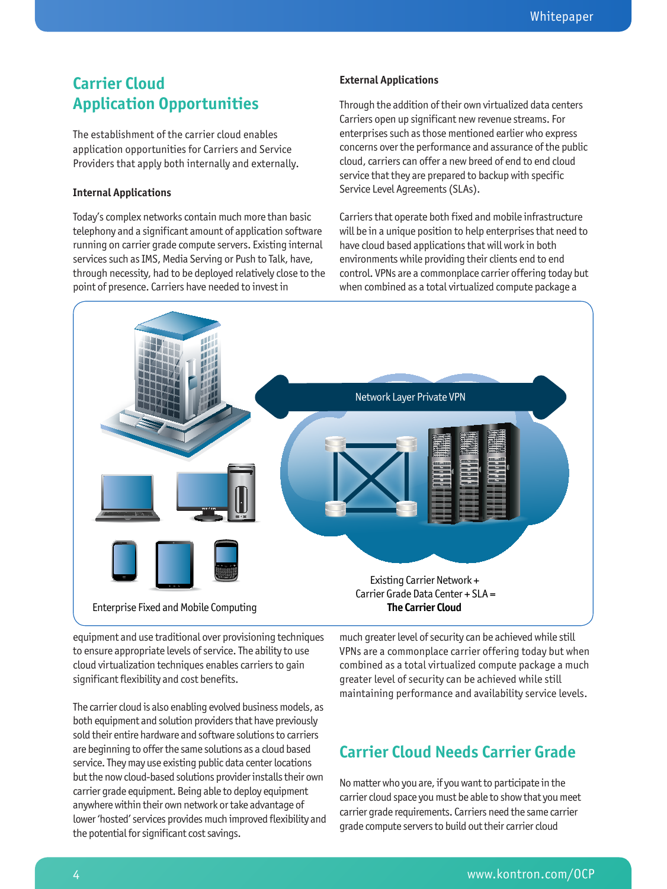## Carrier Cloud Application Opportunities

The establishment of the carrier cloud enables application opportunities for Carriers and Service Providers that apply both internally and externally.

### Internal Applications

Today's complex networks contain much more than basic telephony and a significant amount of application software running on carrier grade compute servers. Existing internal services such as IMS, Media Serving or Push to Talk, have, through necessity, had to be deployed relatively close to the point of presence. Carriers have needed to invest in equipment and use traditional over provisioning techniques to ensure appropriate levels of service. The ability to use cloud virtualization techniques enables carriers to gain significant flexibility and cost benefits.

The carrier cloud is also enabling evolved business models, as both equipment and solution providers that have previously sold their entire hardware and software solutions to carriers are beginning to offer the same solutions as a cloud based service. They may use existing public data center locations but the now cloud-based solutions provider installs their own carrier grade equipment. Being able to deploy equipment anywhere within their own network or take advantage of lower 'hosted' services provides much improved flexibility and the potential for significant cost savings.

### External Applications

Through the addition of their own virtualized data centers Carriers open up significant new revenue streams. For enterprises such as those mentioned earlier who express concerns over the performance and assurance of the public cloud, carriers can offer a new breed of end to end cloud service that they are prepared to backup with specific Service Level Agreements (SLAs).

Carriers that operate both fixed and mobile infrastructure will be in a unique position to help enterprises that need to have cloud based applications that will work in both environments while providing their clients end to end control. VPNs are a commonplace carrier offering today but when combined as a total virtualized compute package a much greater level of security can be achieved while still VPNs are a commonplace carrier offering today but when combined as a total virtualized compute package a much greater level of security can be achieved while still maintaining performance and availability service levels.

Network Layer Private VPN

Enterprise Fixed and Mobile Computing

Existing Carrier Network + Carrier Grade Data Center + SLA = **The Carrier Cloud**

## Carrier Cloud Needs Carrier Grade

No matter who you are, if you want to participate in the carrier cloud space you must be able to show that you meet carrier grade requirements. Carriers need the same carrier grade compute servers to build out their carrier cloud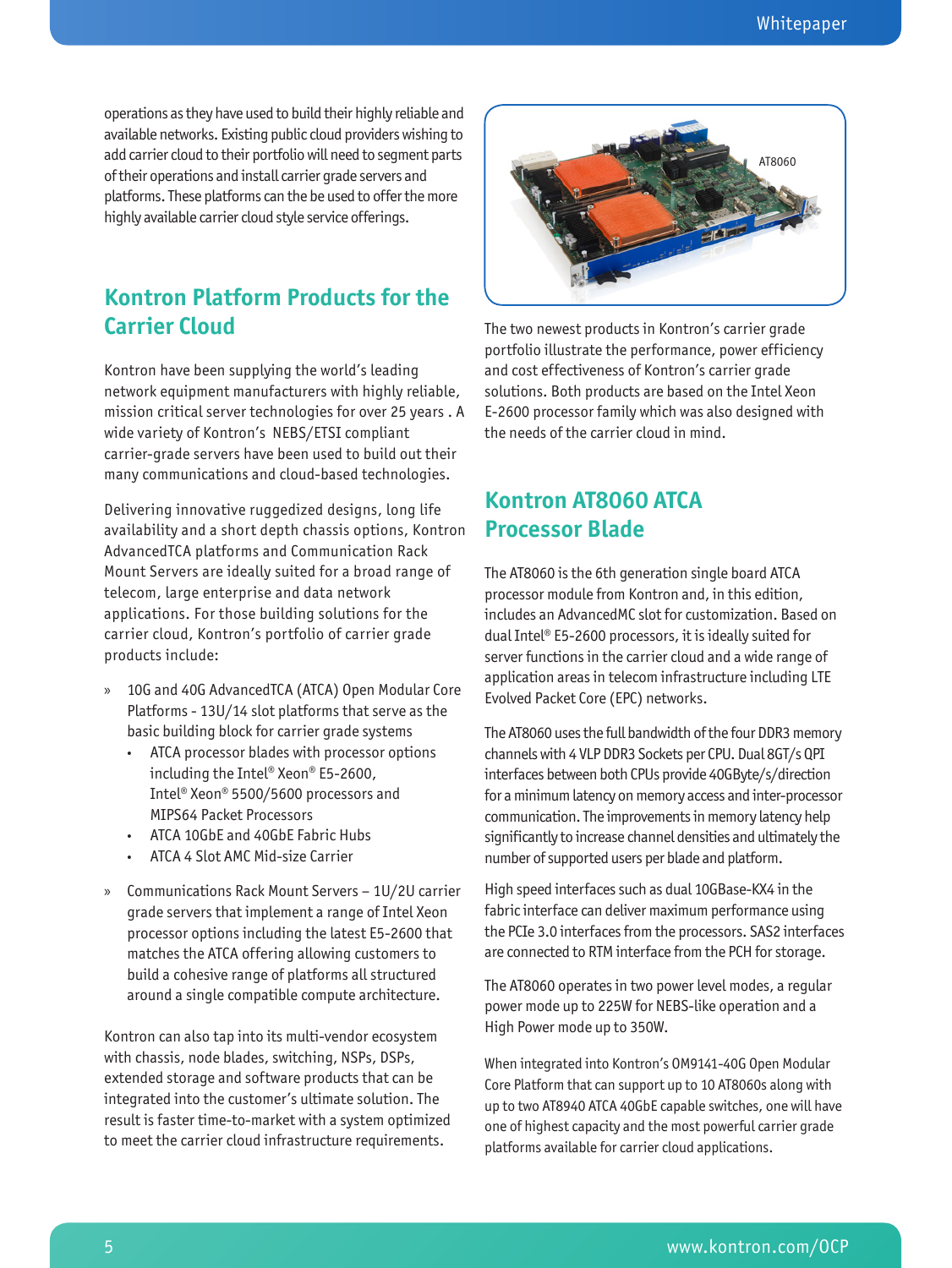operations as they have used to build their highly reliable and available networks. Existing public cloud providers wishing to add carrier cloud to their portfolio will need to segment parts of their operations and install carrier grade servers and platforms. These platforms can the be used to offer the more highly available carrier cloud style service offerings.

## Kontron Platform Products for the Carrier Cloud

Kontron have been supplying the world's leading network equipment manufacturers with highly reliable, mission critical server technologies for over 25 years . A wide variety of Kontron's NEBS/ETSI compliant carrier-grade servers have been used to build out their many communications and cloud-based technologies.

Delivering innovative ruggedized designs, long life availability and a short depth chassis options, Kontron AdvancedTCA platforms and Communication Rack Mount Servers are ideally suited for a broad range of telecom, large enterprise and data network applications. For those building solutions for the carrier cloud, Kontron's portfolio of carrier grade products include:

- 10G and 40G AdvancedTCA (ATCA) Open Modular Core Platforms - 13U/14 slot platforms that serve as the basic building block for carrier grade systems
  - ATCA processor blades with processor options including the Intel® Xeon® E5-2600, Intel® Xeon® 5500/5600 processors and MIPS64 Packet Processors
  - ATCA 10GbE and 40GbE Fabric Hubs
  - ATCA 4 Slot AMC Mid-size Carrier
- Communications Rack Mount Servers – 1U/2U carrier grade servers that implement a range of Intel Xeon processor options including the latest E5-2600 that matches the ATCA offering allowing customers to build a cohesive range of platforms all structured around a single compatible compute architecture.

Kontron can also tap into its multi-vendor ecosystem with chassis, node blades, switching, NSPs, DSPs, extended storage and software products that can be integrated into the customer's ultimate solution. The result is faster time-to-market with a system optimized to meet the carrier cloud infrastructure requirements.

AT8060

The two newest products in Kontron's carrier grade portfolio illustrate the performance, power efficiency and cost effectiveness of Kontron's carrier grade solutions. Both products are based on the Intel Xeon E-2600 processor family which was also designed with the needs of the carrier cloud in mind.

## Kontron AT8060 ATCA Processor Blade

The AT8060 is the 6th generation single board ATCA processor module from Kontron and, in this edition, includes an AdvancedMC slot for customization. Based on dual Intel® E5-2600 processors, it is ideally suited for server functions in the carrier cloud and a wide range of application areas in telecom infrastructure including LTE Evolved Packet Core (EPC) networks.

The AT8060 uses the full bandwidth of the four DDR3 memory channels with 4 VLP DDR3 Sockets per CPU. Dual 8GT/s QPI interfaces between both CPUs provide 40GByte/s/direction for a minimum latency on memory access and inter-processor communication. The improvements in memory latency help significantly to increase channel densities and ultimately the number of supported users per blade and platform.

High speed interfaces such as dual 10GBase-KX4 in the fabric interface can deliver maximum performance using the PCIe 3.0 interfaces from the processors. SAS2 interfaces are connected to RTM interface from the PCH for storage.

The AT8060 operates in two power level modes, a regular power mode up to 225W for NEBS-like operation and a High Power mode up to 350W.

When integrated into Kontron's OM9141-40G Open Modular Core Platform that can support up to 10 AT8060s along with up to two AT8940 ATCA 40GbE capable switches, one will have one of highest capacity and the most powerful carrier grade platforms available for carrier cloud applications.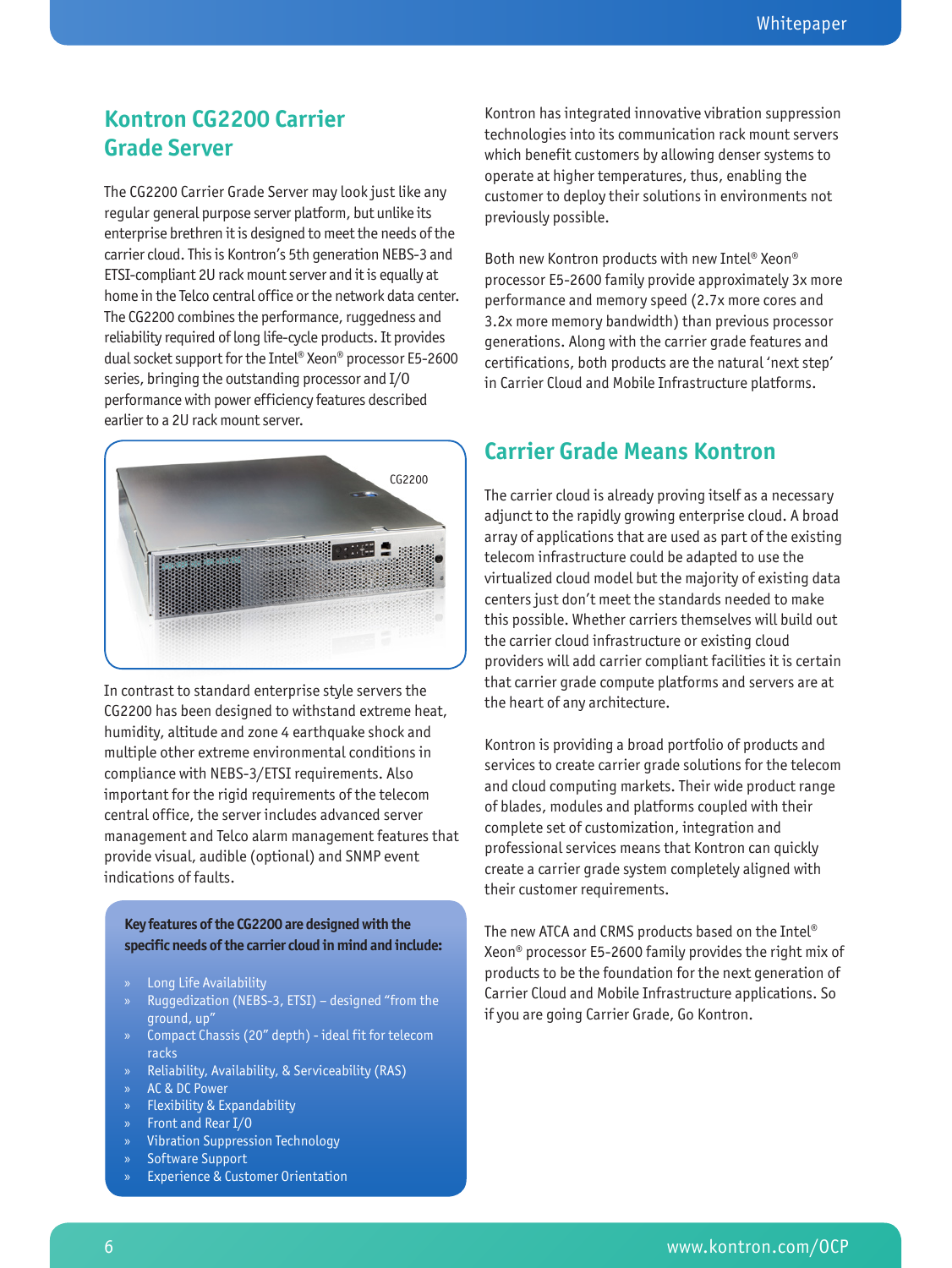## Kontron CG2200 Carrier Grade Server

The CG2200 Carrier Grade Server may look just like any regular general purpose server platform, but unlike its enterprise brethren it is designed to meet the needs of the carrier cloud. This is Kontron's 5th generation NEBS-3 and ETSI-compliant 2U rack mount server and it is equally at home in the Telco central office or the network data center. The CG2200 combines the performance, ruggedness and reliability required of long life-cycle products. It provides dual socket support for the Intel® Xeon® processor E5-2600 series, bringing the outstanding processor and I/O performance with power efficiency features described earlier to a 2U rack mount server.

In contrast to standard enterprise style servers the CG2200 has been designed to withstand extreme heat, humidity, altitude and zone 4 earthquake shock and multiple other extreme environmental conditions in compliance with NEBS-3/ETSI requirements. Also important for the rigid requirements of the telecom central office, the server includes advanced server management and Telco alarm management features that provide visual, audible (optional) and SNMP event indications of faults.

**Key features of the CG2200 are designed with the specific needs of the carrier cloud in mind and include:**

- Long Life Availability
- Ruggedization (NEBS-3, ETSI) – designed "from the ground, up"
- Compact Chassis (20" depth) - ideal fit for telecom racks
- Reliability, Availability, & Serviceability (RAS)
- AC & DC Power
- Flexibility & Expandability
- Front and Rear I/O
- Vibration Suppression Technology
- Software Support
- Experience & Customer Orientation

Kontron has integrated innovative vibration suppression technologies into its communication rack mount servers which benefit customers by allowing denser systems to operate at higher temperatures, thus, enabling the customer to deploy their solutions in environments not previously possible.

Both new Kontron products with new Intel® Xeon® processor E5-2600 family provide approximately 3x more performance and memory speed (2.7x more cores and 3.2x more memory bandwidth) than previous processor generations. Along with the carrier grade features and certifications, both products are the natural 'next step' in Carrier Cloud and Mobile Infrastructure platforms.

## Carrier Grade Means Kontron

The carrier cloud is already proving itself as a necessary adjunct to the rapidly growing enterprise cloud. A broad array of applications that are used as part of the existing telecom infrastructure could be adapted to use the virtualized cloud model but the majority of existing data centers just don't meet the standards needed to make this possible. Whether carriers themselves will build out the carrier cloud infrastructure or existing cloud providers will add carrier compliant facilities it is certain that carrier grade compute platforms and servers are at the heart of any architecture.

Kontron is providing a broad portfolio of products and services to create carrier grade solutions for the telecom and cloud computing markets. Their wide product range of blades, modules and platforms coupled with their complete set of customization, integration and professional services means that Kontron can quickly create a carrier grade system completely aligned with their customer requirements.

The new ATCA and CRMS products based on the Intel® Xeon® processor E5-2600 family provides the right mix of products to be the foundation for the next generation of Carrier Cloud and Mobile Infrastructure applications. So if you are going Carrier Grade, Go Kontron.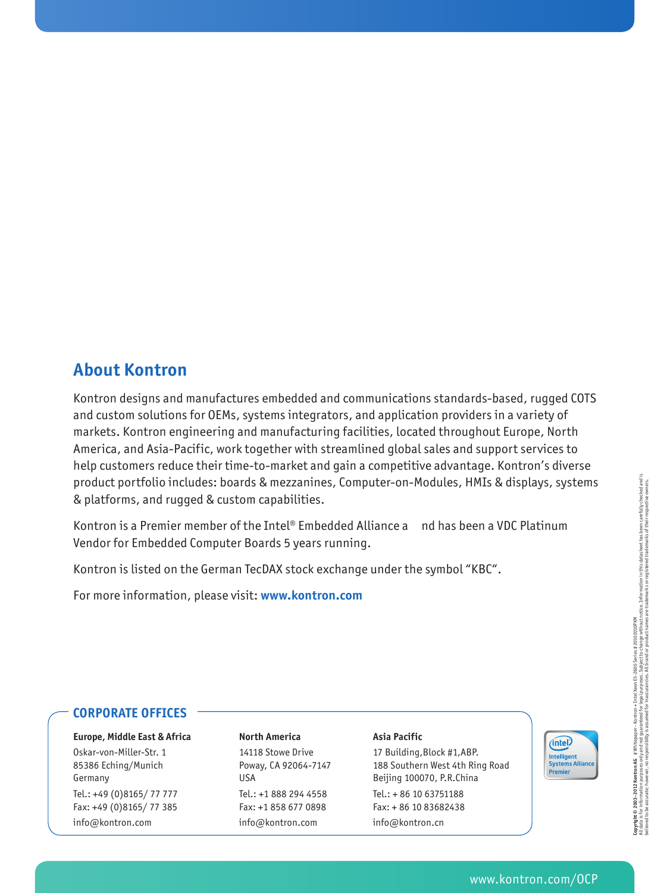## About Kontron

Kontron designs and manufactures embedded and communications standards-based, rugged COTS and custom solutions for OEMs, systems integrators, and application providers in a variety of markets. Kontron engineering and manufacturing facilities, located throughout Europe, North America, and Asia-Pacific, work together with streamlined global sales and support services to help customers reduce their time-to-market and gain a competitive advantage. Kontron's diverse product portfolio includes: boards & mezzanines, Computer-on-Modules, HMIs & displays, systems & platforms, and rugged & custom capabilities.

Kontron is a Premier member of the Intel® Embedded Alliance and has been a VDC Platinum Vendor for Embedded Computer Boards 5 years running.

Kontron is listed on the German TecDAX stock exchange under the symbol "KBC".

For more information, please visit: **www.kontron.com**

### CORPORATE OFFICES

**Europe, Middle East & Africa**
Oskar-von-Miller-Str. 1
85386 Eching/Munich
Germany
Tel.: +49 (0)8165/ 77 777
Fax: +49 (0)8165/ 77 385
info@kontron.com

**North America**
14118 Stowe Drive
Poway, CA 92064-7147
USA
Tel.: +1 888 294 4558
Fax: +1 858 677 0898
info@kontron.com

**Asia Pacific**
17 Building,Block #1,ABP.
188 Southern West 4th Ring Road
Beijing 100070, P.R.China
Tel.: + 86 10 63751188
Fax: + 86 10 83682438
info@kontron.cn

Intel Intelligent Systems Alliance Premier

**Copyright © 2003-2012 Kontron AG** # Whitepaper - Kontron + Intel Xeon E5-2600 Series # 20120210PKM
All data is for information purposes only and not guaranteed for legal purposes. Subject to change without notice. Information in this datasheet has been carefully checked and is believed to be accurate; however, no responsibility is assumed for inaccuracies. All brand or product names are trademarks or registered trademarks of their respective owners.

www.kontron.com/OCP